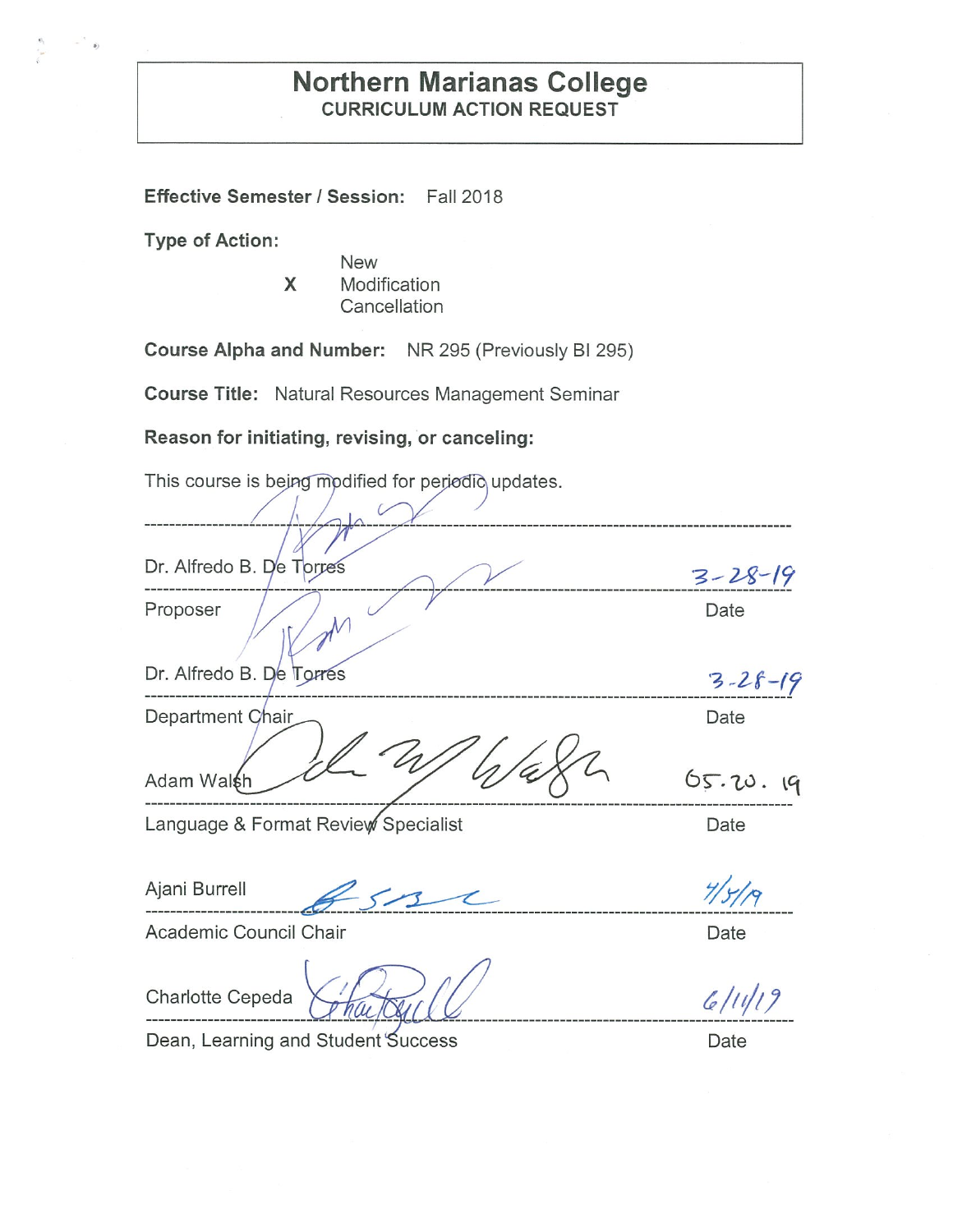# Northern Marianas College

## CURRICULUM ACTION REQUEST

**Effective Semester / Session:** Fall 2018

**Type of Action:**

- New
- X Modification
- Cancellation

**Course Alpha and Number:** NR 295 (Previously BI 295)

**Course Title:** Natural Resources Management Seminar

**Reason for initiating, revising, or canceling:**

This course is being modified for periodic updates.

| | |
|---|---|
| Dr. Alfredo B. De Torres | 3-28-19 |
| Proposer | Date |
| Dr. Alfredo B. De Torres | 3-28-19 |
| Department Chair | Date |
| Adam Walsh | 05.20.19 |
| Language & Format Review Specialist | Date |
| Ajani Burrell | 4/5/19 |
| Academic Council Chair | Date |
| Charlotte Cepeda | 6/11/19 |
| Dean, Learning and Student Success | Date |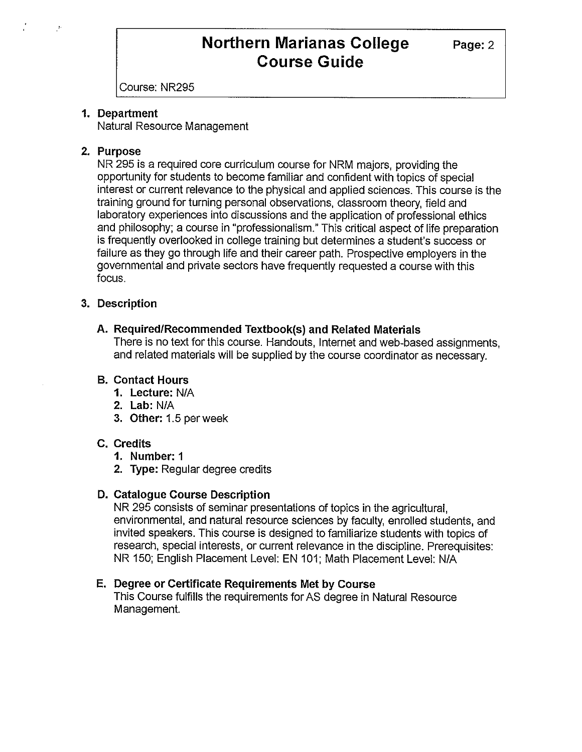Course: NR295

1. **Department**
   Natural Resource Management

2. **Purpose**
   NR 295 is a required core curriculum course for NRM majors, providing the opportunity for students to become familiar and confident with topics of special interest or current relevance to the physical and applied sciences. This course is the training ground for turning personal observations, classroom theory, field and laboratory experiences into discussions and the application of professional ethics and philosophy; a course in "professionalism." This critical aspect of life preparation is frequently overlooked in college training but determines a student's success or failure as they go through life and their career path. Prospective employers in the governmental and private sectors have frequently requested a course with this focus.

3. **Description**

   **A. Required/Recommended Textbook(s) and Related Materials**
   There is no text for this course. Handouts, Internet and web-based assignments, and related materials will be supplied by the course coordinator as necessary.

   **B. Contact Hours**
   1. **Lecture:** N/A
   2. **Lab:** N/A
   3. **Other:** 1.5 per week

   **C. Credits**
   1. **Number:** 1
   2. **Type:** Regular degree credits

   **D. Catalogue Course Description**
   NR 295 consists of seminar presentations of topics in the agricultural, environmental, and natural resource sciences by faculty, enrolled students, and invited speakers. This course is designed to familiarize students with topics of research, special interests, or current relevance in the discipline. Prerequisites: NR 150; English Placement Level: EN 101; Math Placement Level: N/A

   **E. Degree or Certificate Requirements Met by Course**
   This Course fulfills the requirements for AS degree in Natural Resource Management.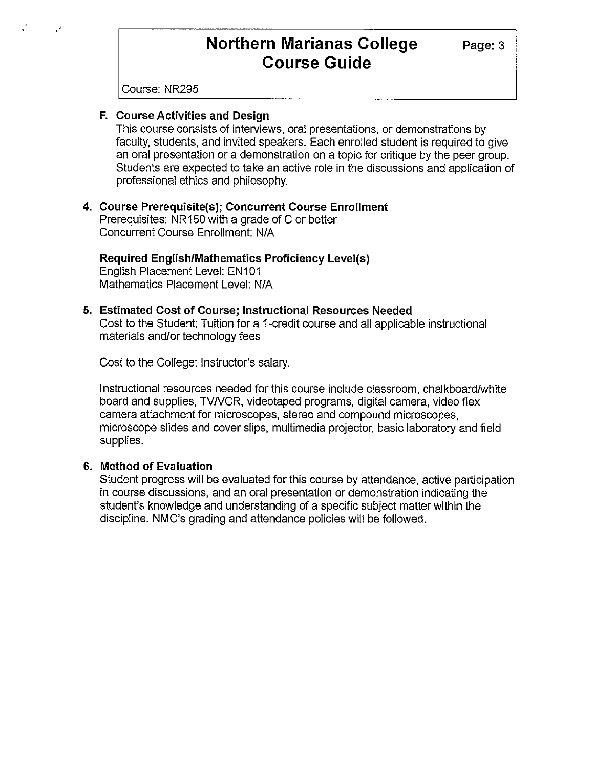### F. Course Activities and Design

This course consists of interviews, oral presentations, or demonstrations by faculty, students, and invited speakers. Each enrolled student is required to give an oral presentation or a demonstration on a topic for critique by the peer group. Students are expected to take an active role in the discussions and application of professional ethics and philosophy.

## 4. Course Prerequisite(s); Concurrent Course Enrollment

Prerequisites: NR150 with a grade of C or better
Concurrent Course Enrollment: N/A

**Required English/Mathematics Proficiency Level(s)**
English Placement Level: EN101
Mathematics Placement Level: N/A

## 5. Estimated Cost of Course; Instructional Resources Needed

Cost to the Student: Tuition for a 1-credit course and all applicable instructional materials and/or technology fees

Cost to the College: Instructor's salary.

Instructional resources needed for this course include classroom, chalkboard/white board and supplies, TV/VCR, videotaped programs, digital camera, video flex camera attachment for microscopes, stereo and compound microscopes, microscope slides and cover slips, multimedia projector, basic laboratory and field supplies.

## 6. Method of Evaluation

Student progress will be evaluated for this course by attendance, active participation in course discussions, and an oral presentation or demonstration indicating the student's knowledge and understanding of a specific subject matter within the discipline. NMC's grading and attendance policies will be followed.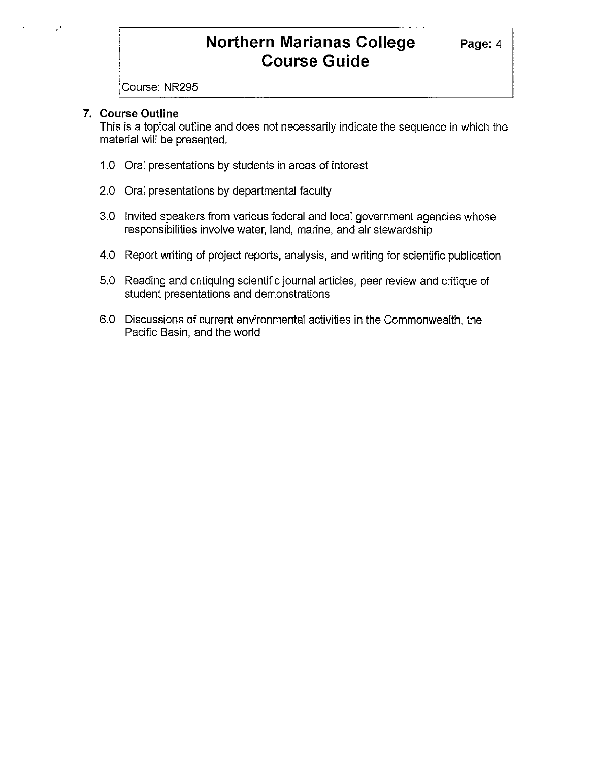Course: NR295

## 7. Course Outline

This is a topical outline and does not necessarily indicate the sequence in which the material will be presented.

1.0 Oral presentations by students in areas of interest

2.0 Oral presentations by departmental faculty

3.0 Invited speakers from various federal and local government agencies whose responsibilities involve water, land, marine, and air stewardship

4.0 Report writing of project reports, analysis, and writing for scientific publication

5.0 Reading and critiquing scientific journal articles, peer review and critique of student presentations and demonstrations

6.0 Discussions of current environmental activities in the Commonwealth, the Pacific Basin, and the world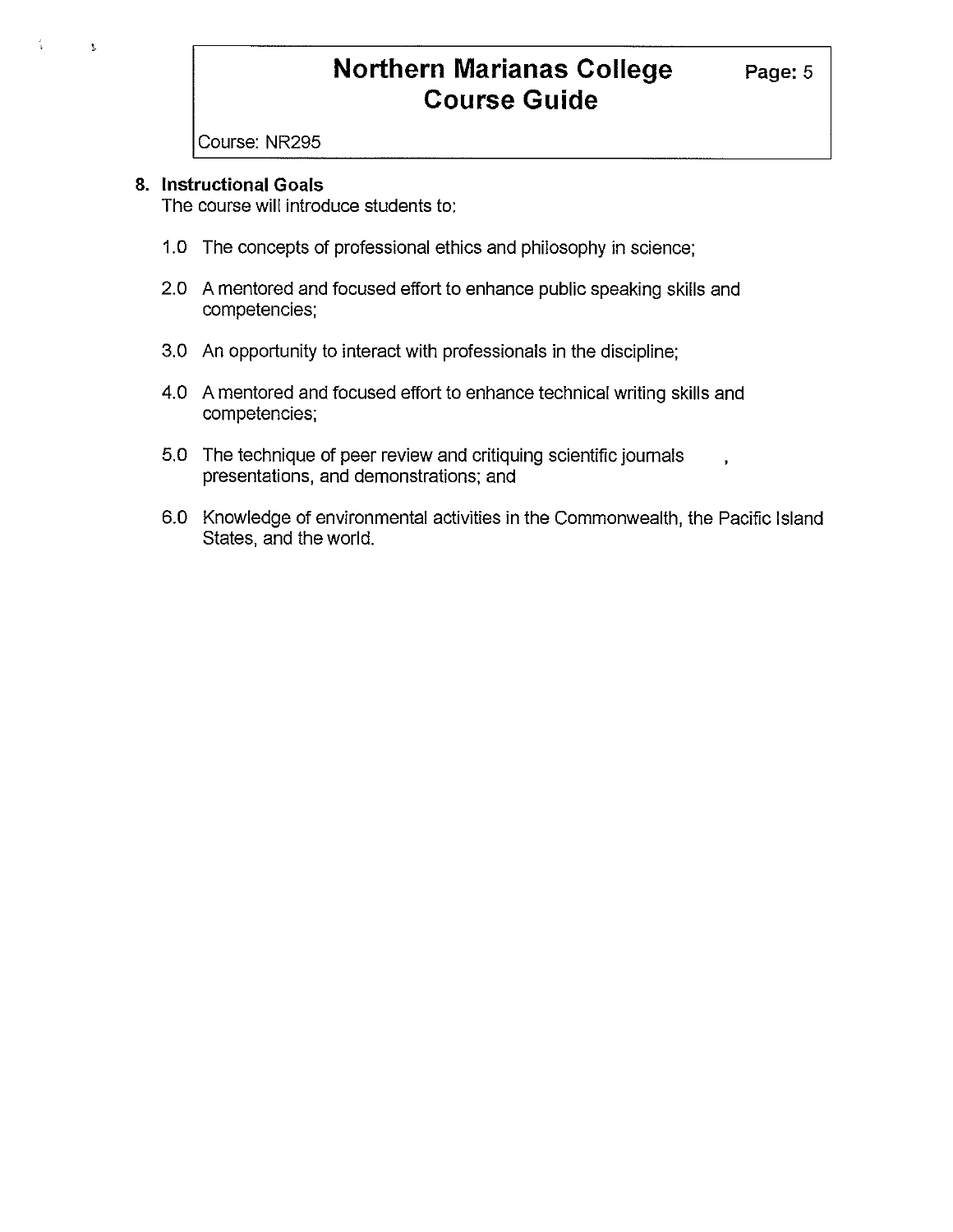## 8. Instructional Goals

The course will introduce students to:

1.0 The concepts of professional ethics and philosophy in science;

2.0 A mentored and focused effort to enhance public speaking skills and competencies;

3.0 An opportunity to interact with professionals in the discipline;

4.0 A mentored and focused effort to enhance technical writing skills and competencies;

5.0 The technique of peer review and critiquing scientific journals , presentations, and demonstrations; and

6.0 Knowledge of environmental activities in the Commonwealth, the Pacific Island States, and the world.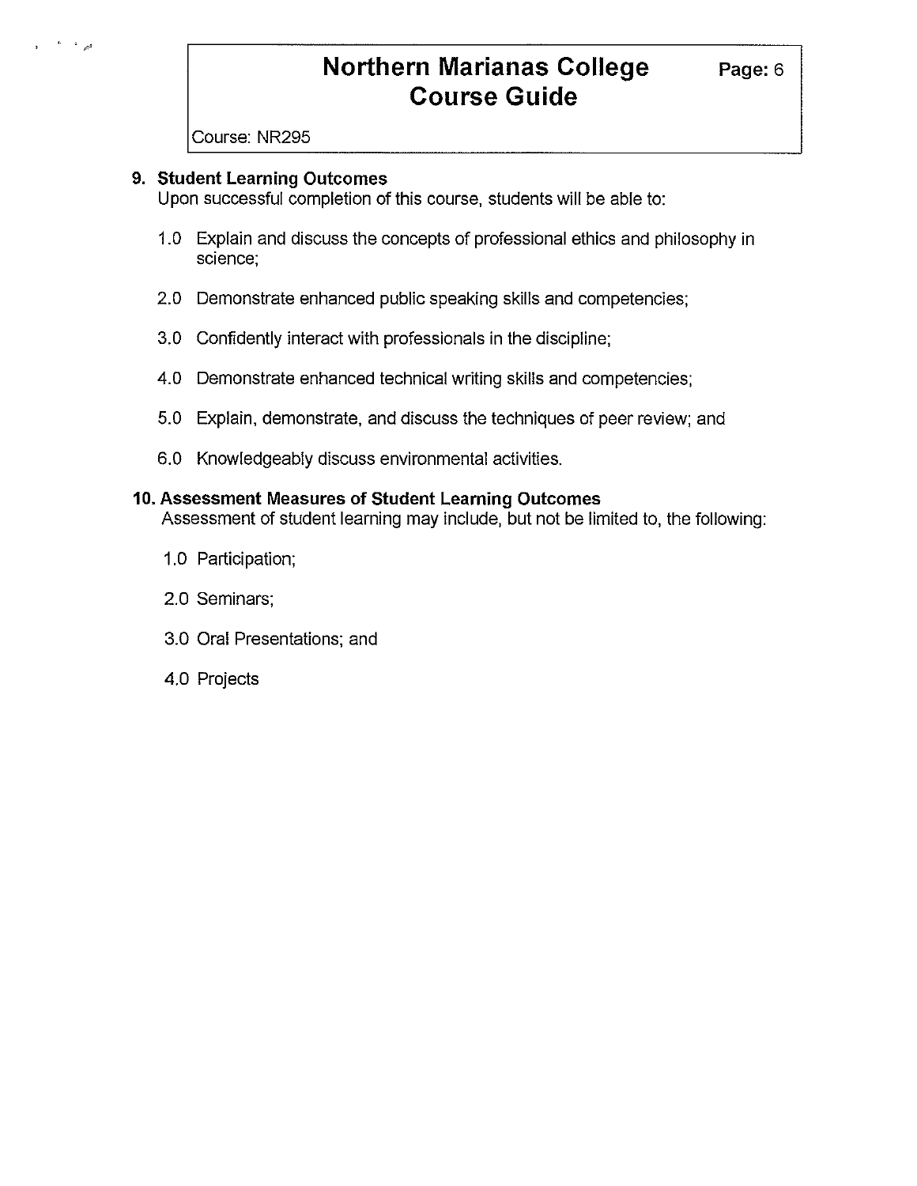## 9. Student Learning Outcomes

Upon successful completion of this course, students will be able to:

1.0 Explain and discuss the concepts of professional ethics and philosophy in science;

2.0 Demonstrate enhanced public speaking skills and competencies;

3.0 Confidently interact with professionals in the discipline;

4.0 Demonstrate enhanced technical writing skills and competencies;

5.0 Explain, demonstrate, and discuss the techniques of peer review; and

6.0 Knowledgeably discuss environmental activities.

## 10. Assessment Measures of Student Learning Outcomes

Assessment of student learning may include, but not be limited to, the following:

1.0 Participation;

2.0 Seminars;

3.0 Oral Presentations; and

4.0 Projects